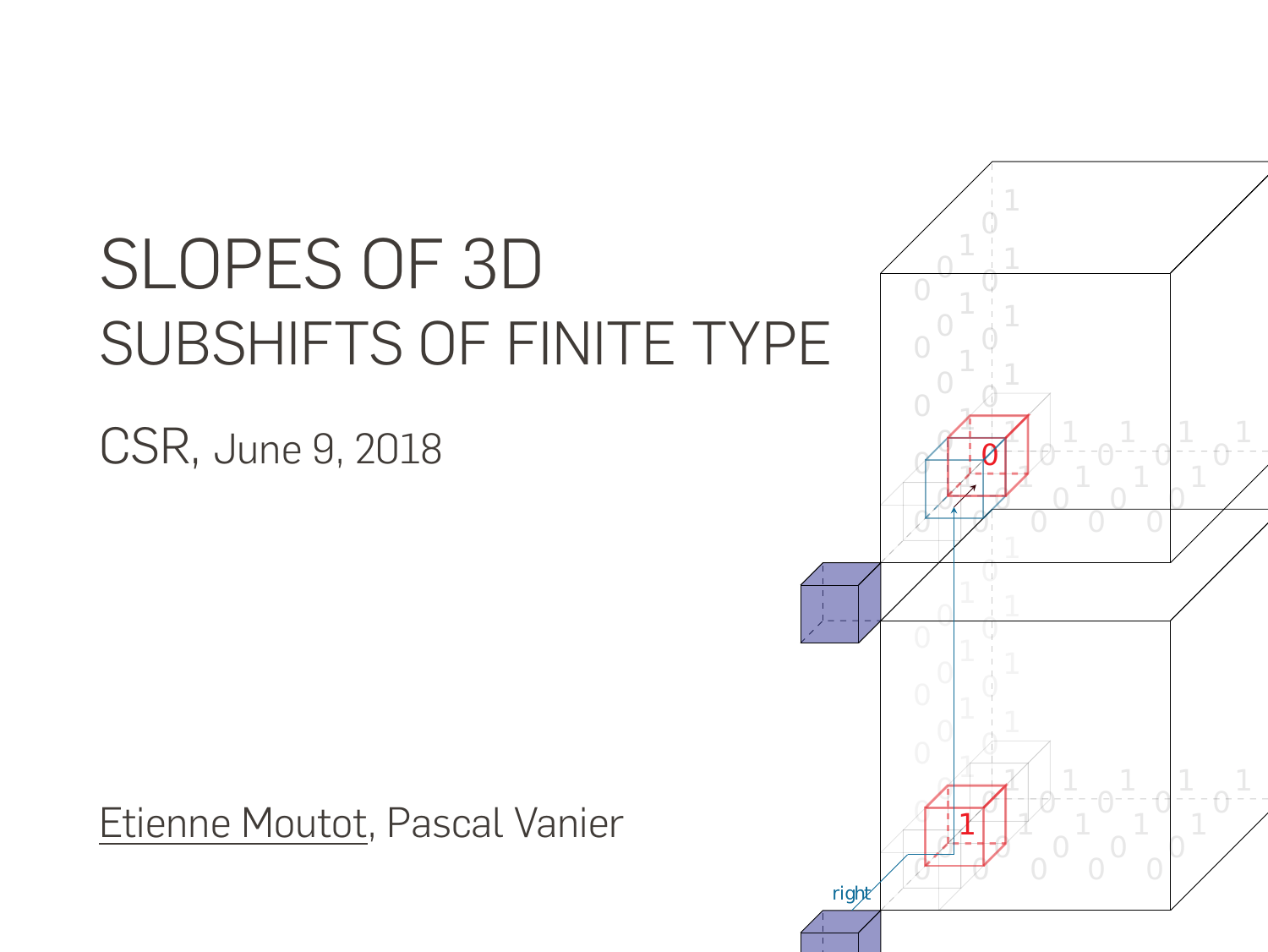# SLOPES OF 3D SUBSHIFTS OF FINITE TYPE

CSR, June 9, 2018

Etienne Moutot, Pascal Vanier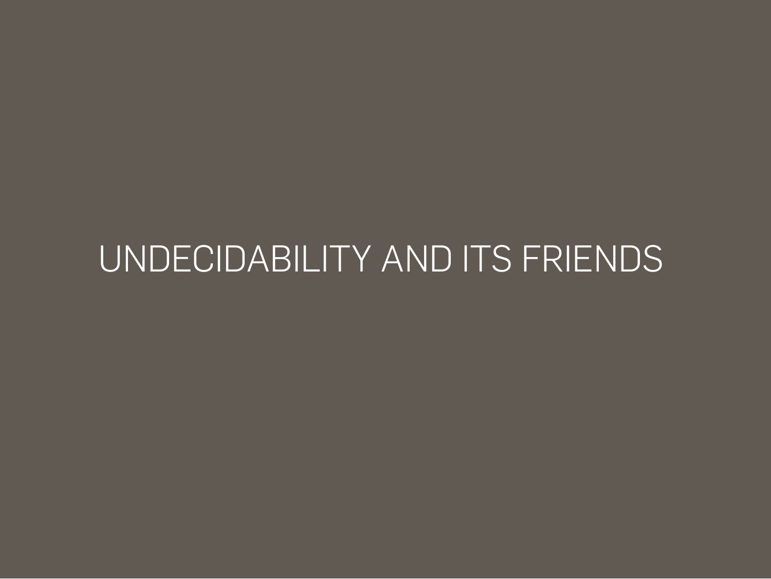# UNDECIDABILITY AND ITS FRIENDS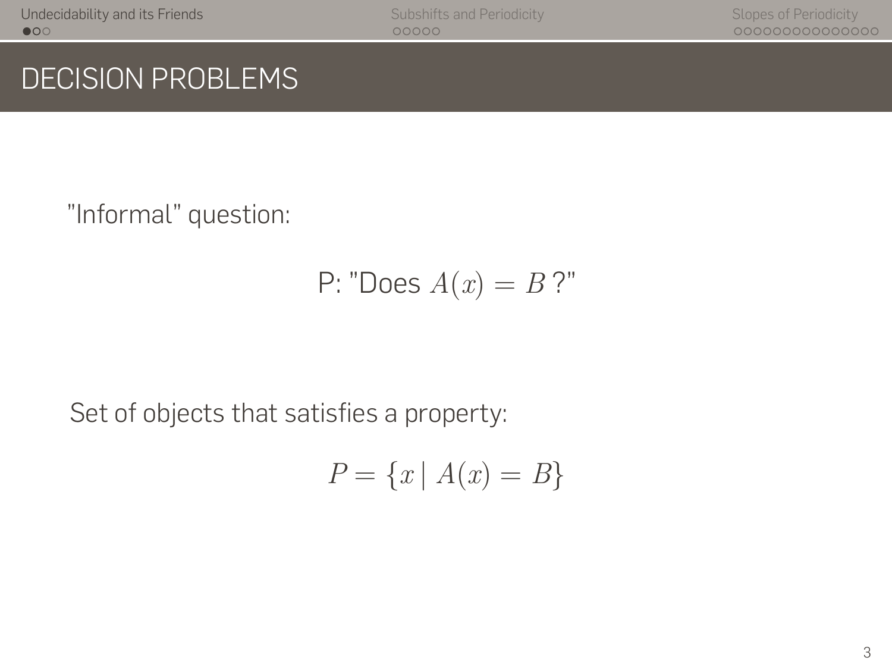# DECISION PROBLEMS

"Informal" question:

P: "Does $A(x) = B$ ?"

Set of objects that satisfies a property:

$$P = \{x \mid A(x) = B\}$$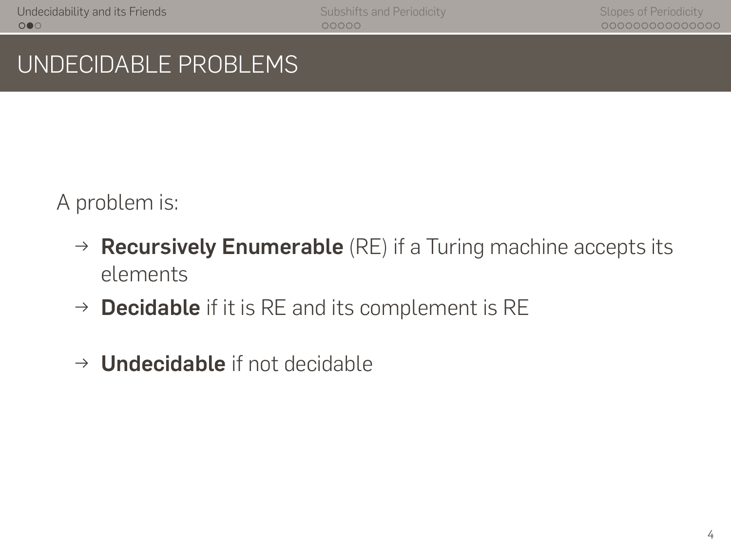# UNDECIDABLE PROBLEMS

A problem is:

- → **Recursively Enumerable** (RE) if a Turing machine accepts its elements
- → **Decidable** if it is RE and its complement is RE
- → **Undecidable** if not decidable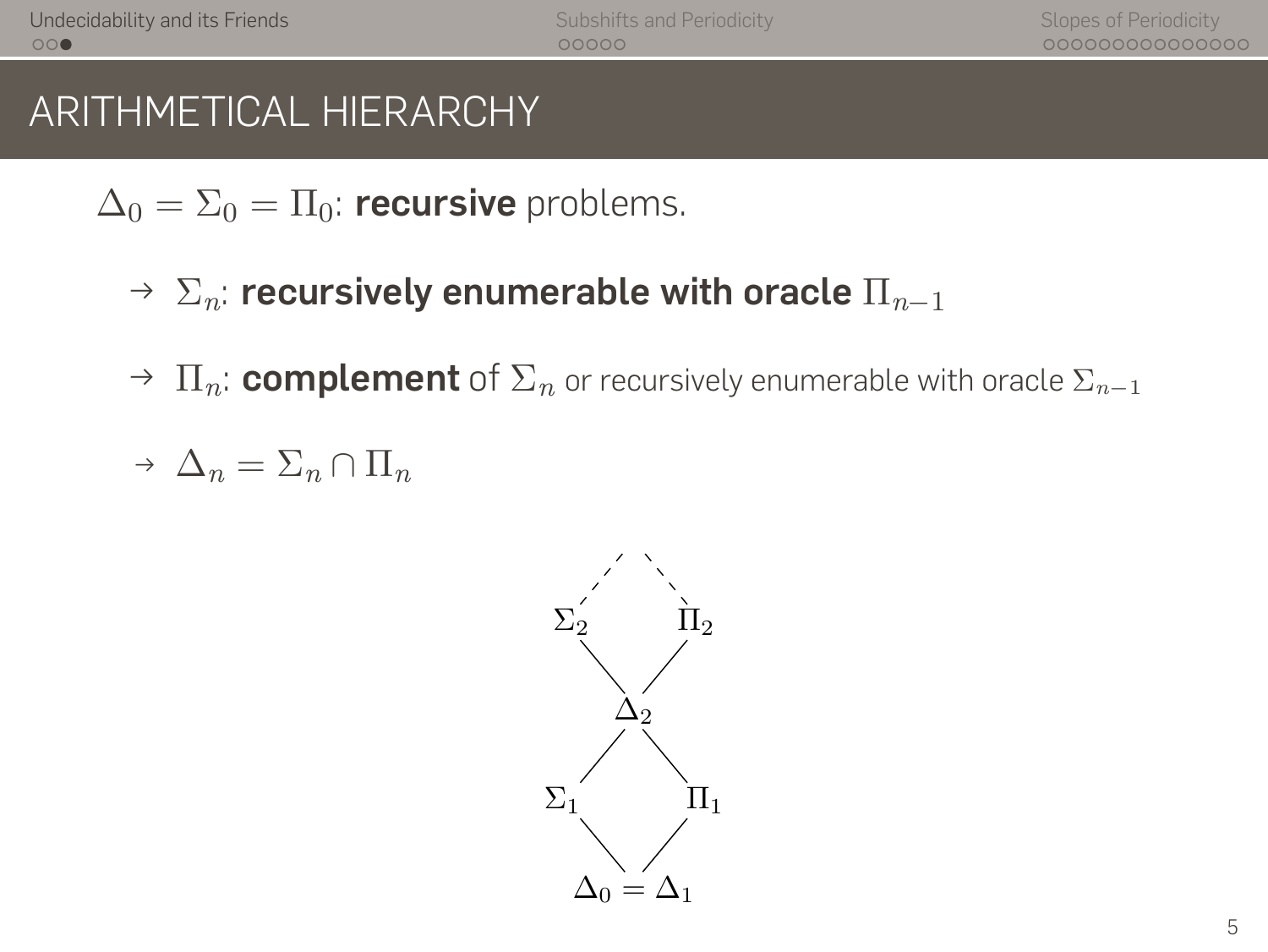# ARITHMETICAL HIERARCHY

$\Delta_0 = \Sigma_0 = \Pi_0$: **recursive** problems.

→ $\Sigma_n$: **recursively enumerable with oracle** $\Pi_{n-1}$

→ $\Pi_n$: **complement** of $\Sigma_n$ or recursively enumerable with oracle $\Sigma_{n-1}$

→ $\Delta_n = \Sigma_n \cap \Pi_n$

$\Sigma_2$ $\Pi_2$

$\Delta_2$

$\Sigma_1$ $\Pi_1$

$\Delta_0 = \Delta_1$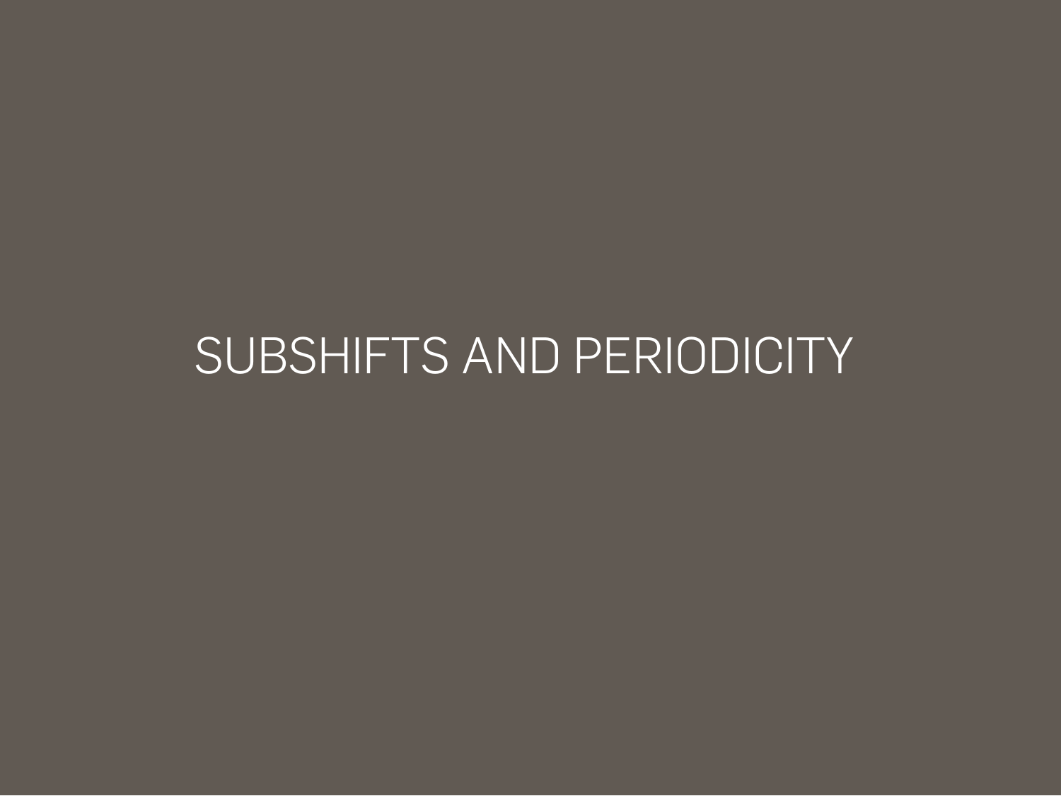# SUBSHIFTS AND PERIODICITY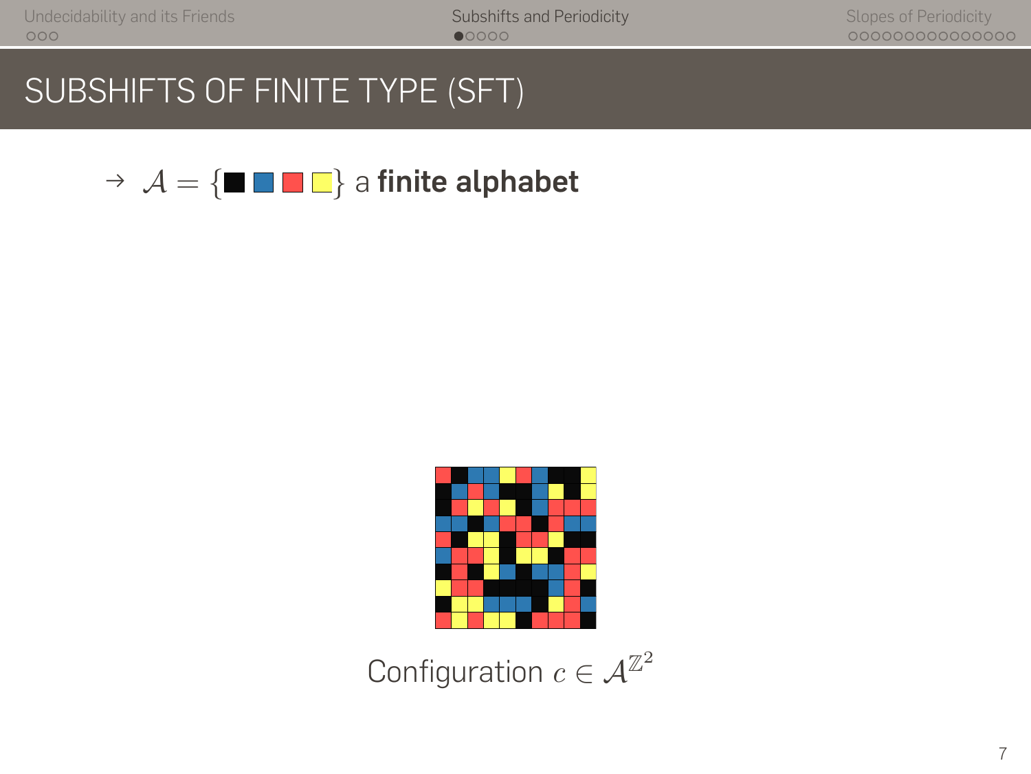# SUBSHIFTS OF FINITE TYPE (SFT)

→ $\mathcal{A} = \{■ ■ ■ ■\}$ a **finite alphabet**

Configuration $c \in \mathcal{A}^{\mathbb{Z}^2}$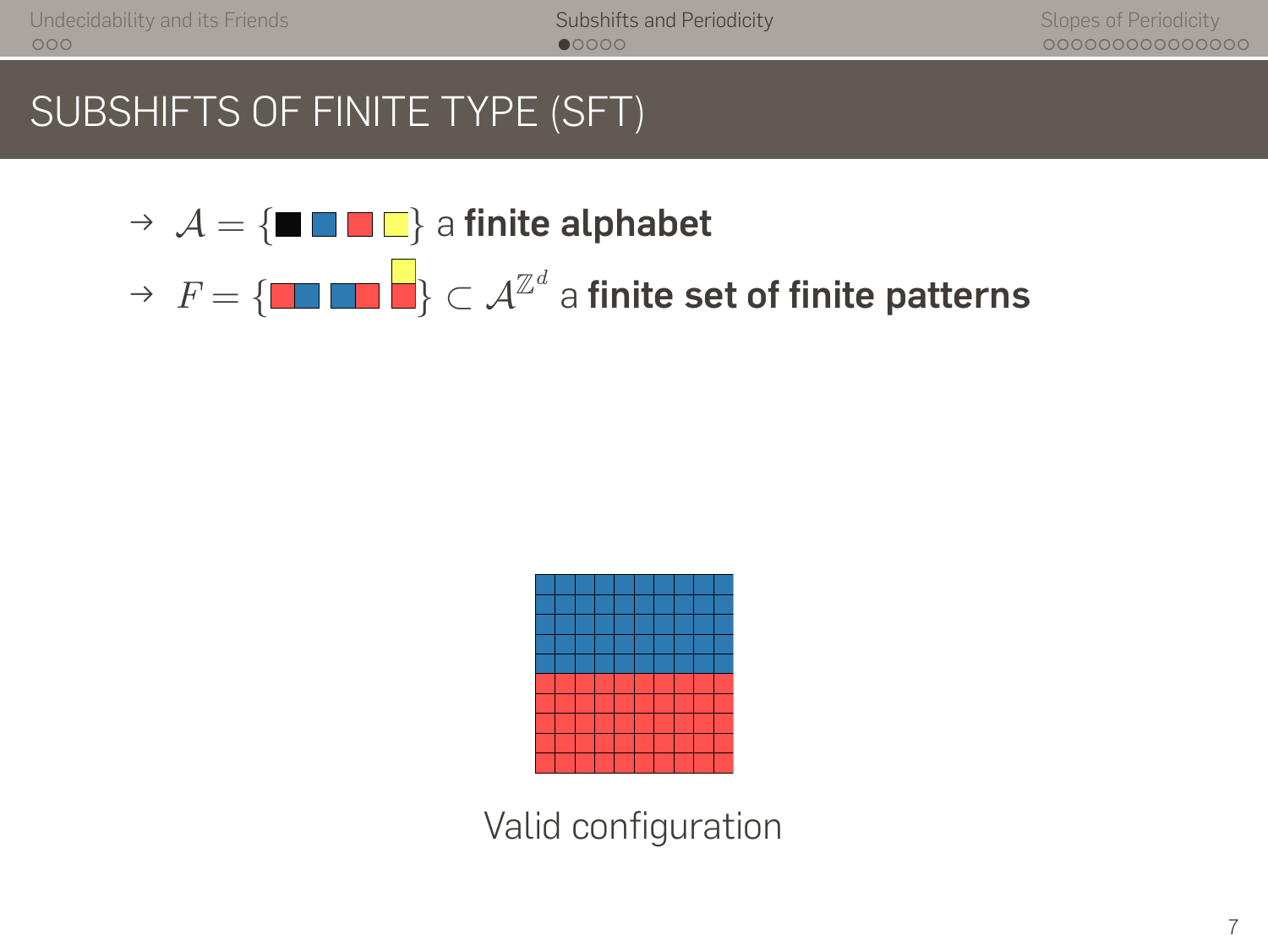# SUBSHIFTS OF FINITE TYPE (SFT)

- → $\mathcal{A} = \{■ ■ ■ ■\}$ a **finite alphabet**
- → $F = \{■■ \; ■■ \; ■\} \subset \mathcal{A}^{\mathbb{Z}^d}$ a **finite set of finite patterns**

Valid configuration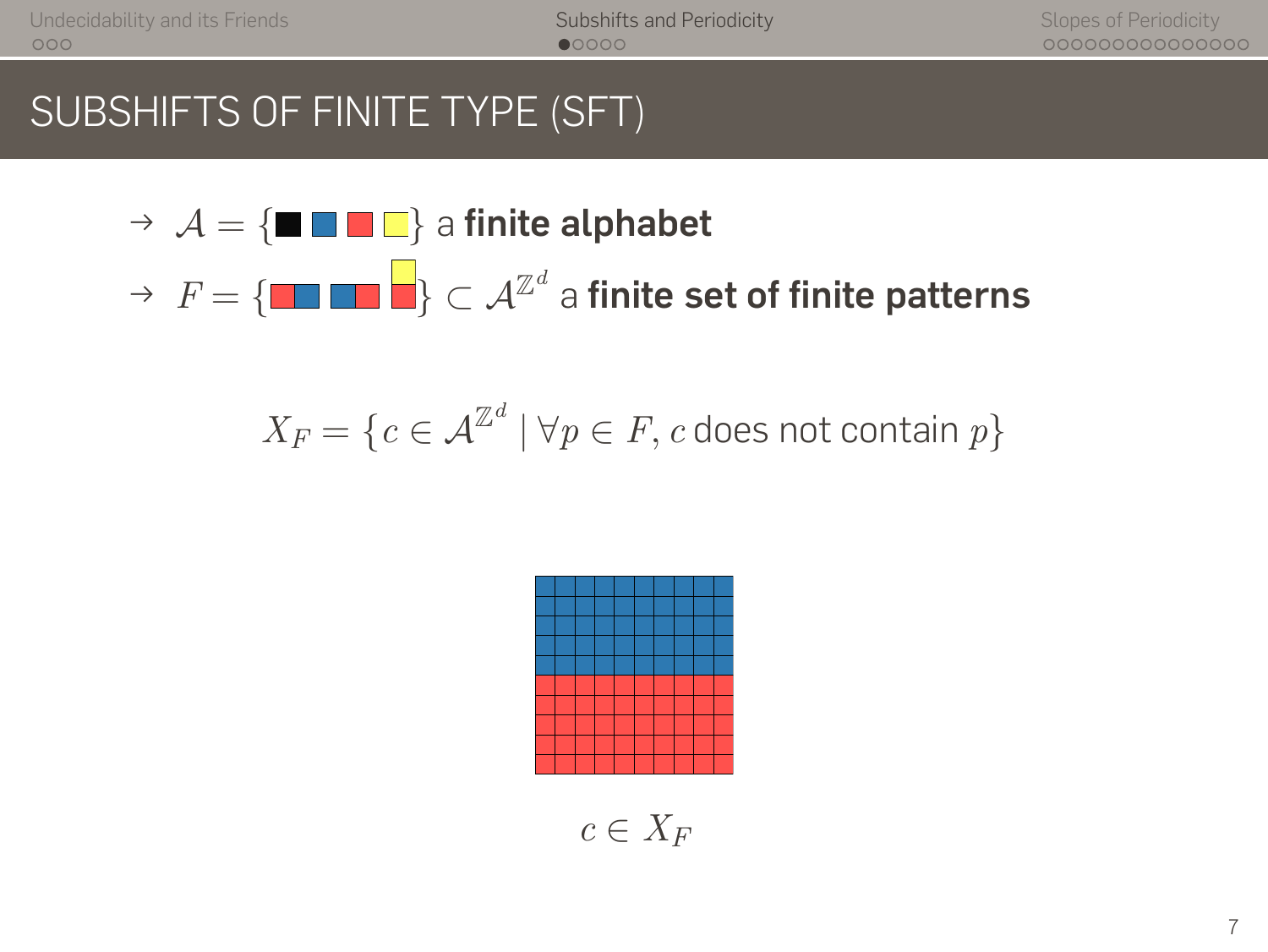# SUBSHIFTS OF FINITE TYPE (SFT)

- $\mathcal{A} = \{$ ■ ■ ■ ■ $\}$ a **finite alphabet**
- $F = \{$ ■■ ■■ ■ $\} \subset \mathcal{A}^{\mathbb{Z}^d}$ a **finite set of finite patterns**

$$X_F = \{c \in \mathcal{A}^{\mathbb{Z}^d} \mid \forall p \in F, c \text{ does not contain } p\}$$

$c \in X_F$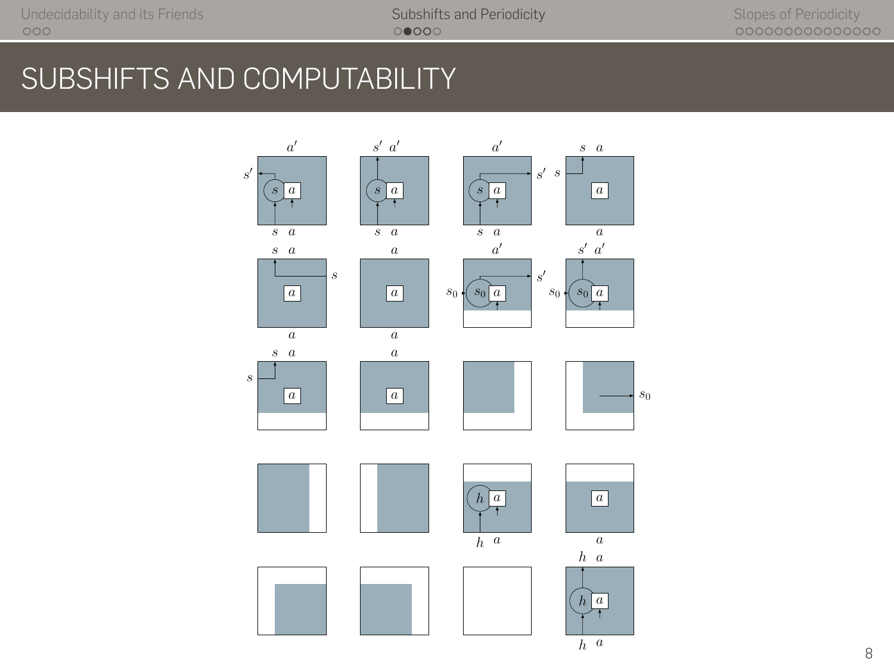# SUBSHIFTS AND COMPUTABILITY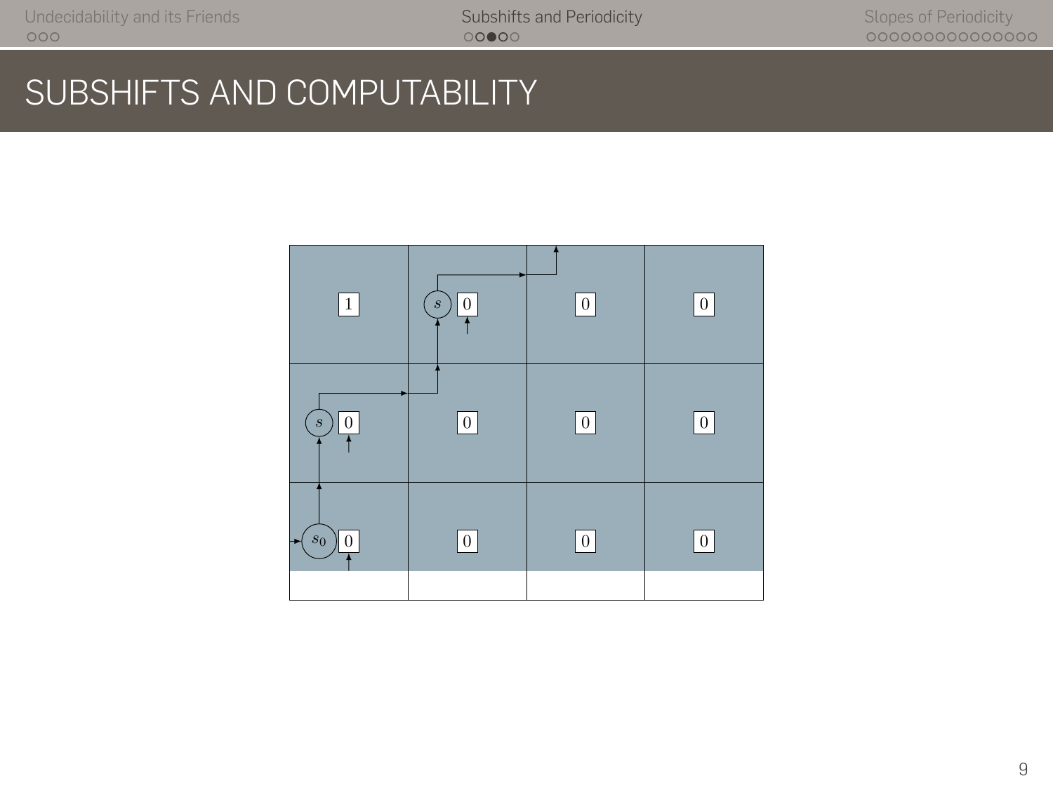# SUBSHIFTS AND COMPUTABILITY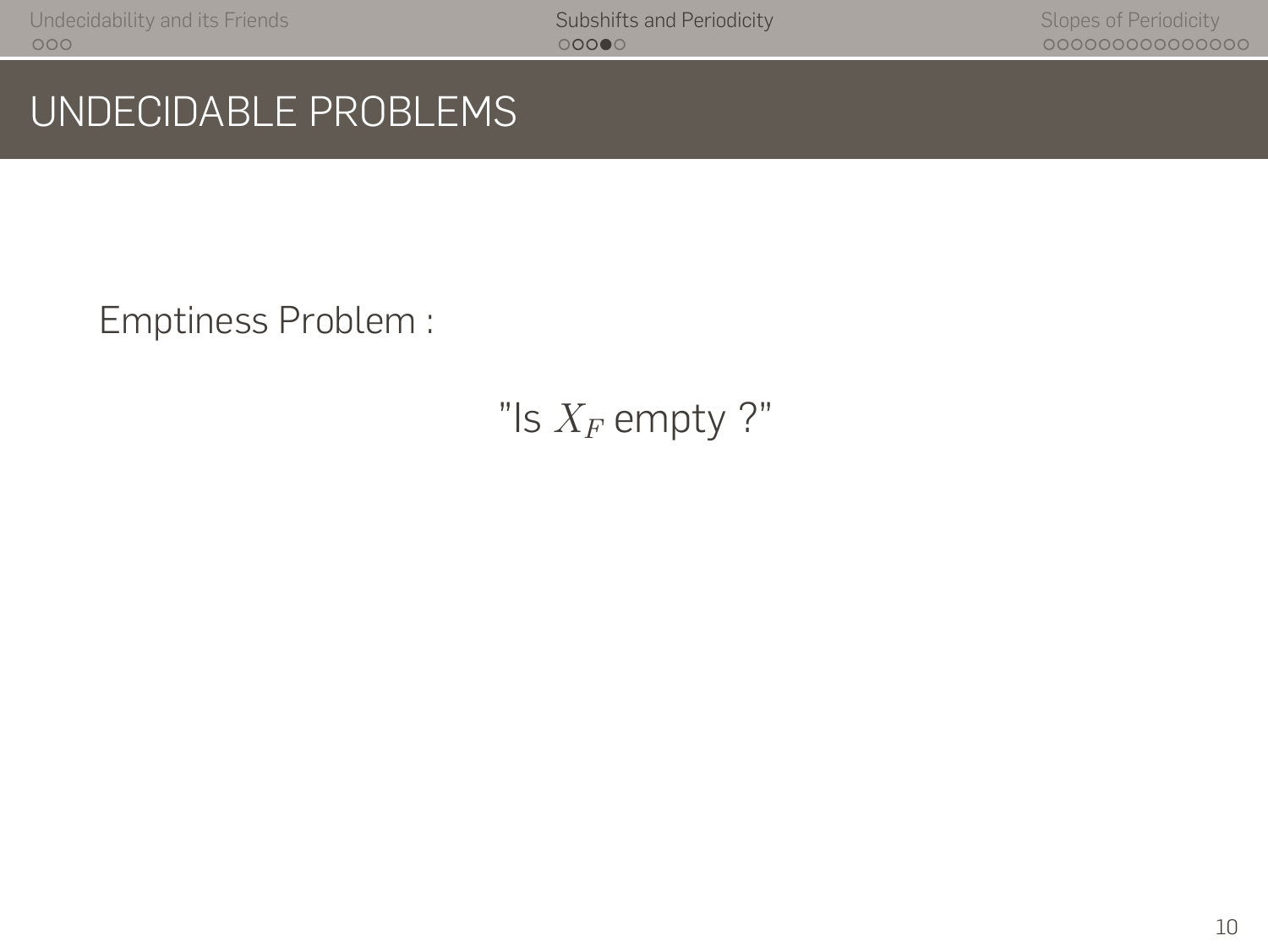# UNDECIDABLE PROBLEMS

Emptiness Problem :

"Is $X_F$ empty ?"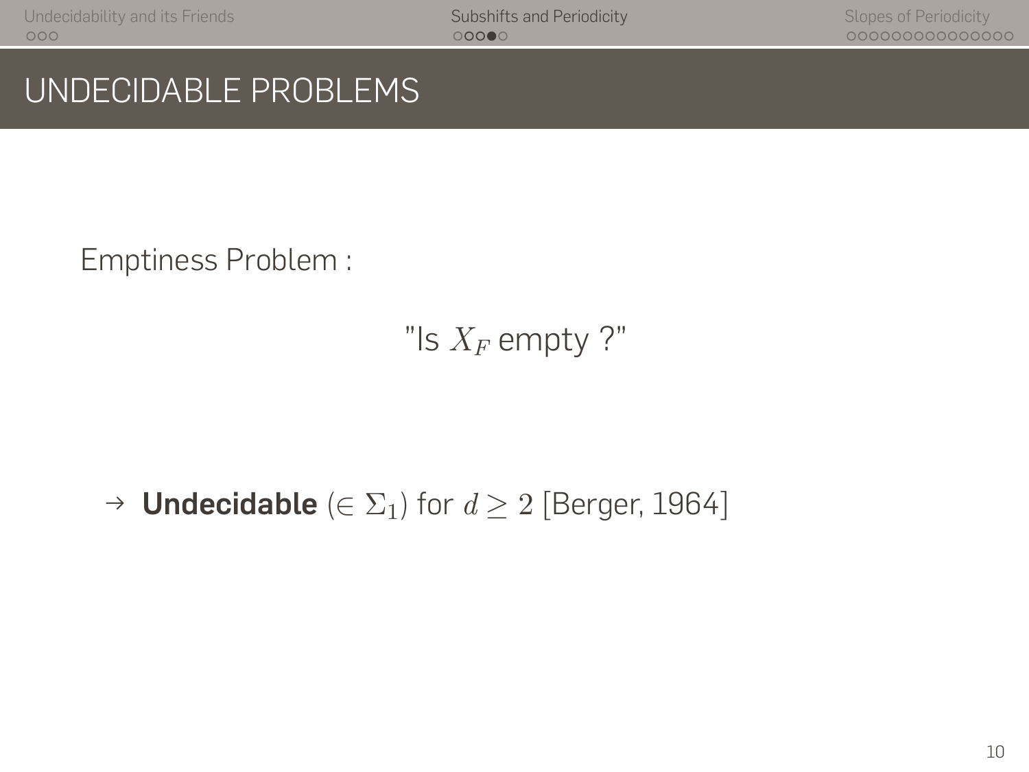# UNDECIDABLE PROBLEMS

Emptiness Problem :

"Is $X_F$ empty ?"

→ **Undecidable** ($\in \Sigma_1$) for $d \geq 2$ [Berger, 1964]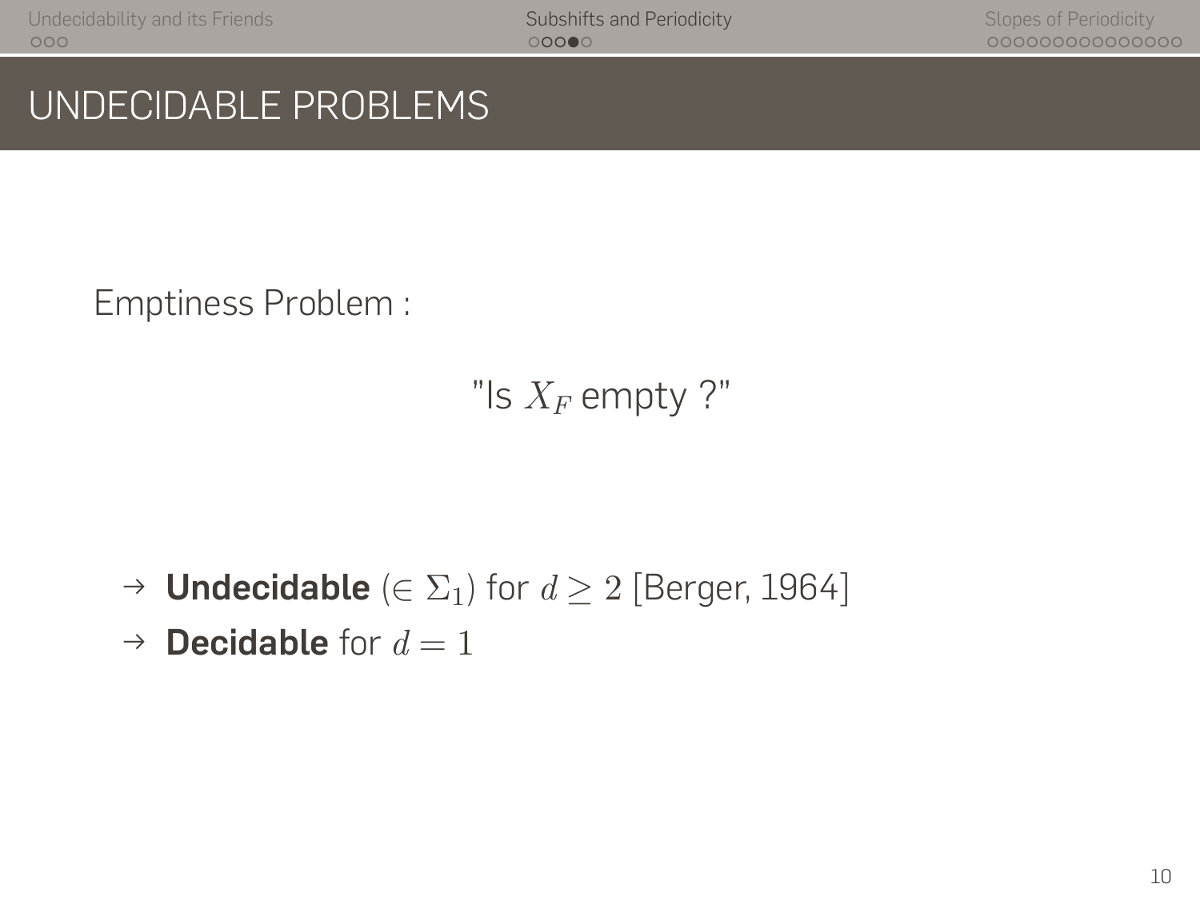# UNDECIDABLE PROBLEMS

Emptiness Problem :

"Is $X_F$ empty ?"

- → **Undecidable** ($\in \Sigma_1$) for $d \geq 2$ [Berger, 1964]
- → **Decidable** for $d = 1$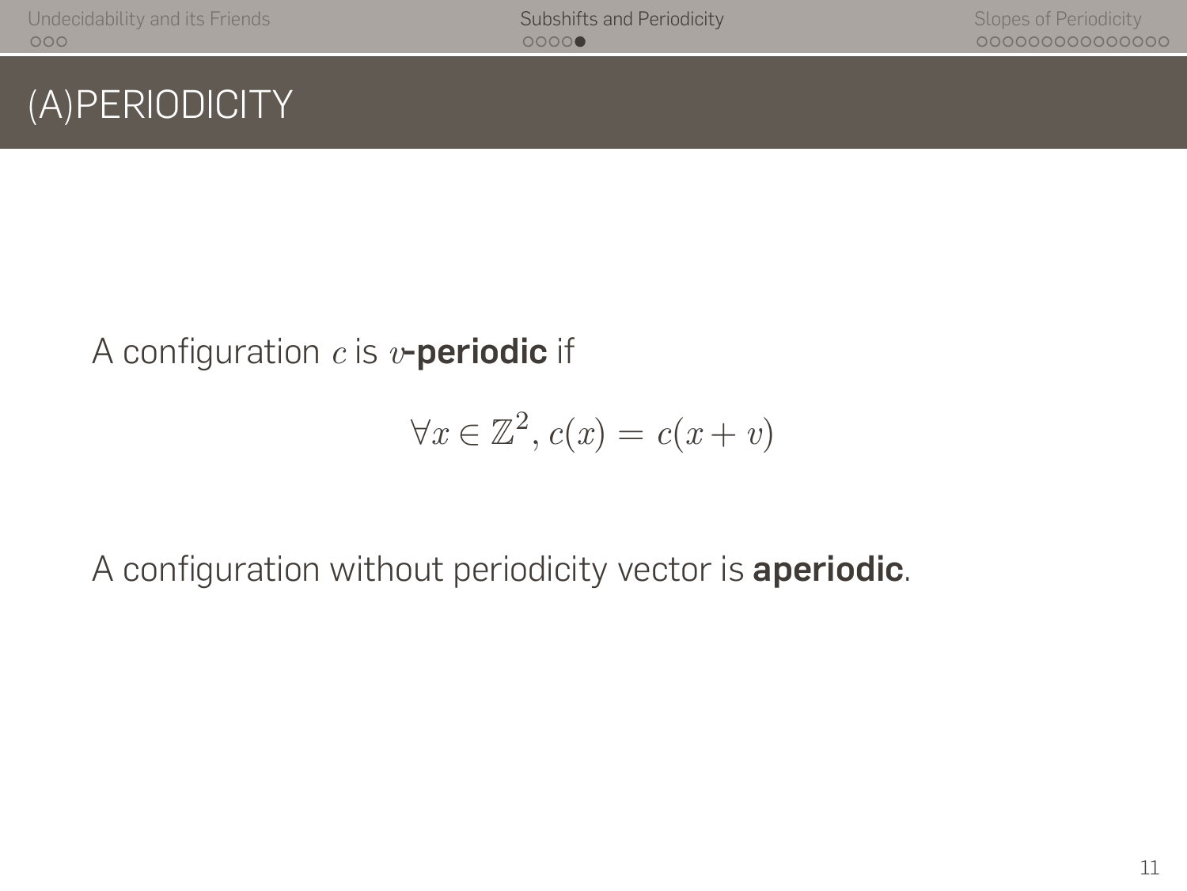# (A)PERIODICITY

A configuration $c$ is $v$**-periodic** if

$$\forall x \in \mathbb{Z}^2, c(x) = c(x + v)$$

A configuration without periodicity vector is **aperiodic**.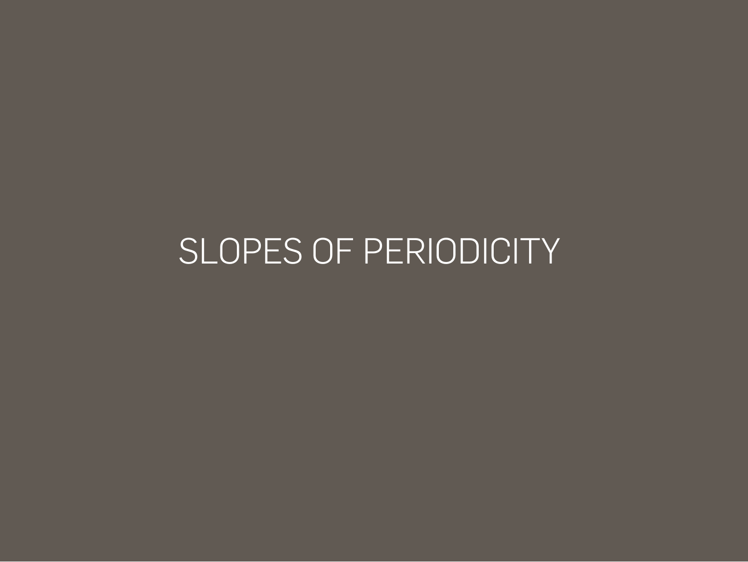# SLOPES OF PERIODICITY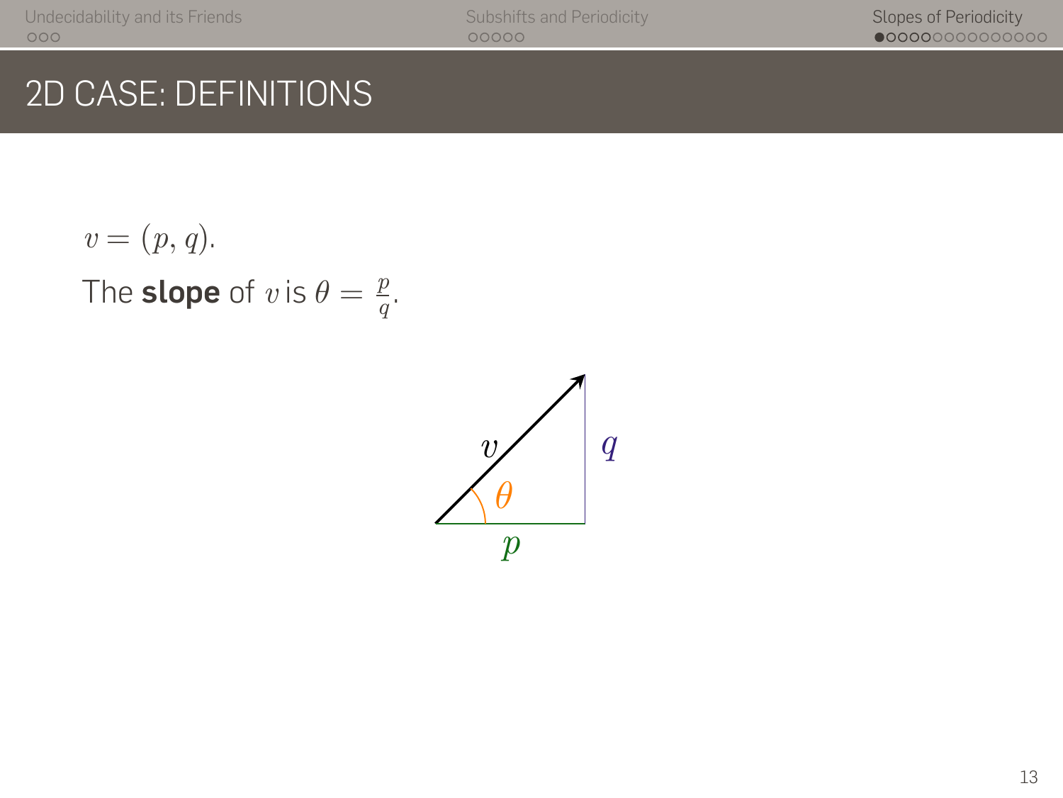## 2D CASE: DEFINITIONS

$v = (p, q)$.

The **slope** of $v$ is $\theta = \frac{p}{q}$.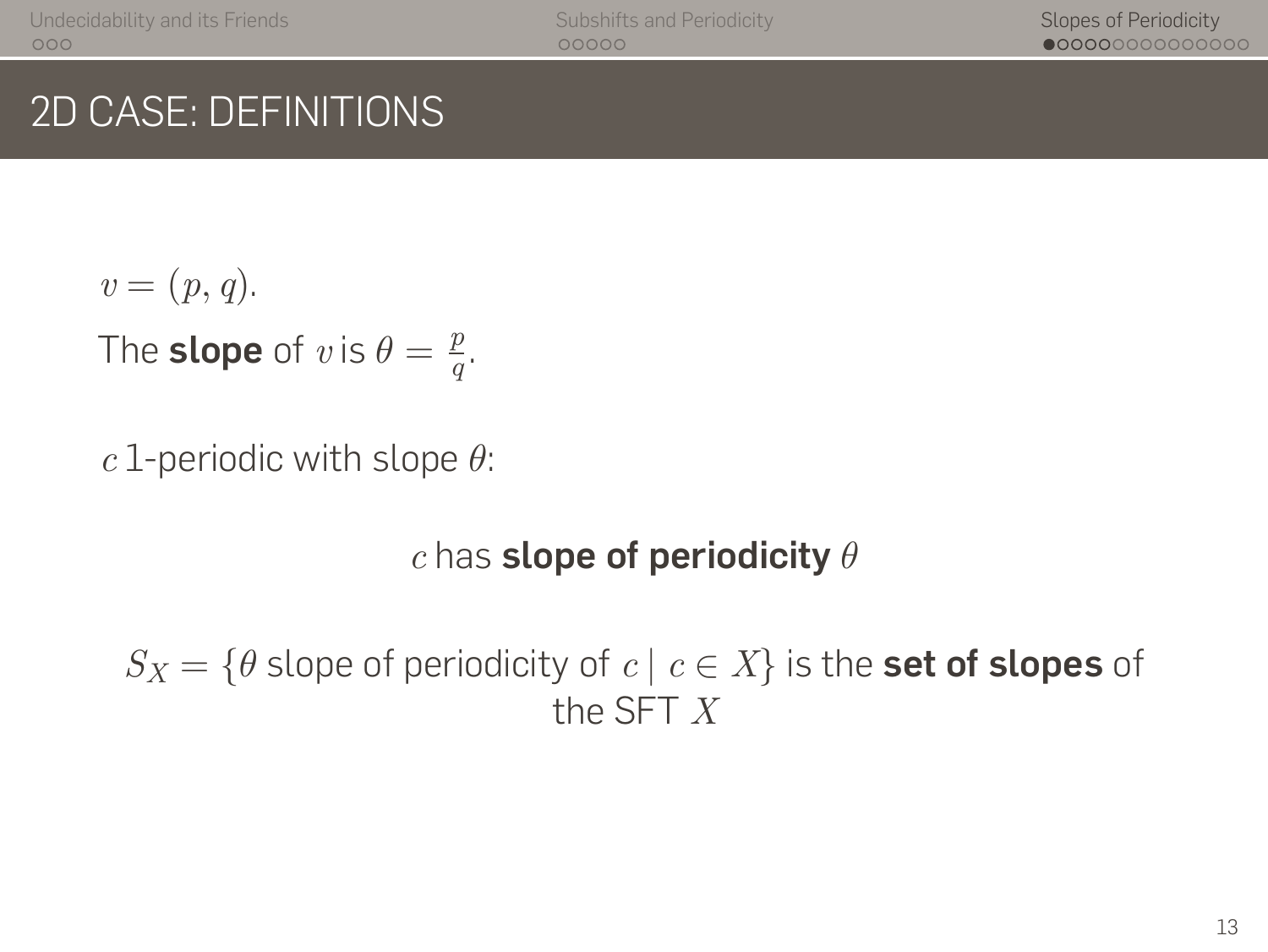# 2D CASE: DEFINITIONS

$v = (p, q)$.

The **slope** of $v$ is $\theta = \frac{p}{q}$.

$c$ 1-periodic with slope $\theta$:

$c$ has **slope of periodicity** $\theta$

$S_X = \{\theta \text{ slope of periodicity of } c \mid c \in X\}$ is the **set of slopes** of the SFT $X$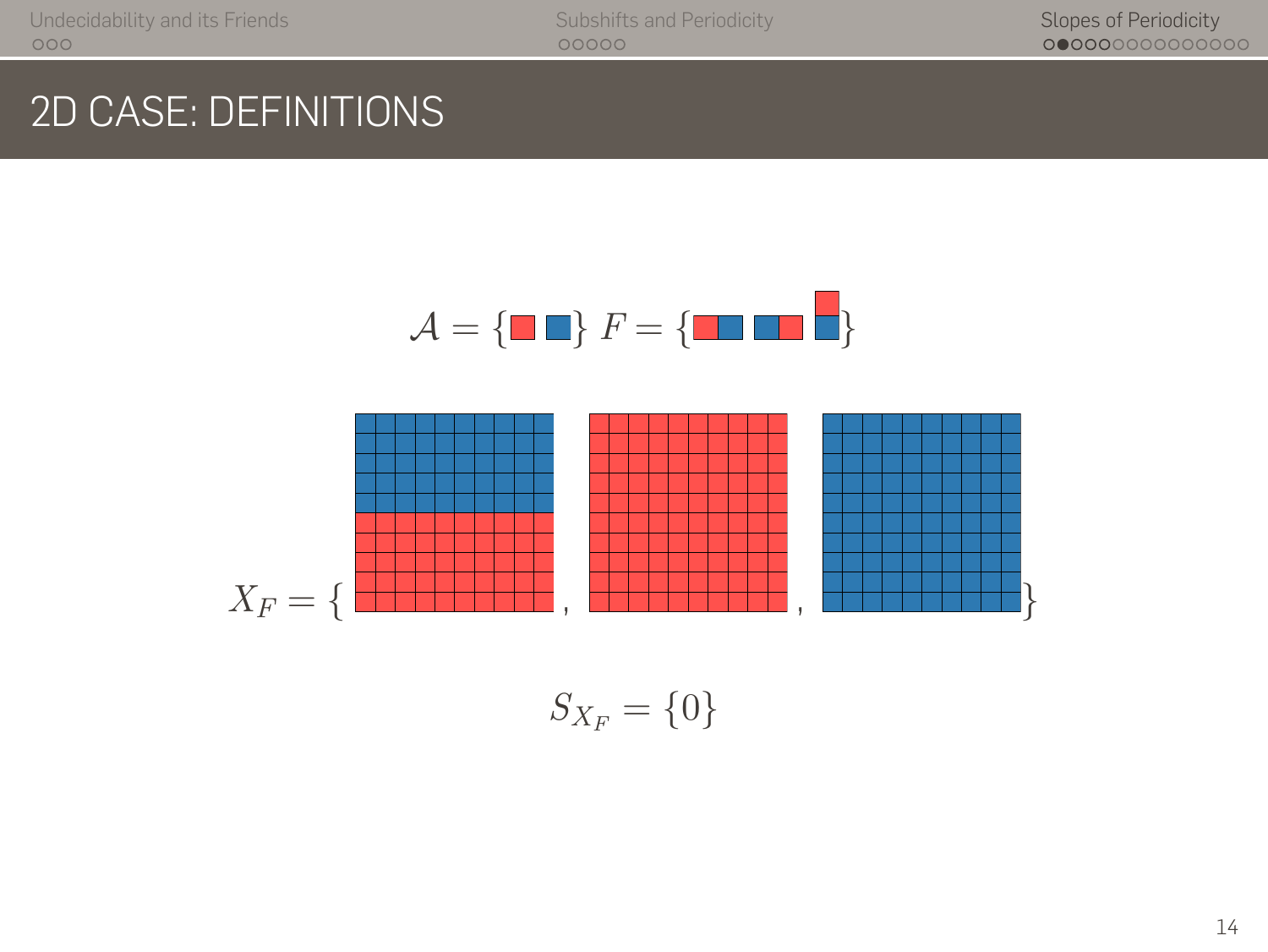# 2D CASE: DEFINITIONS

$\mathcal{A} = \{\ \}$ $F = \{\ \}$

$X_F = \{\ ,\ ,\ \}$

$S_{X_F} = \{0\}$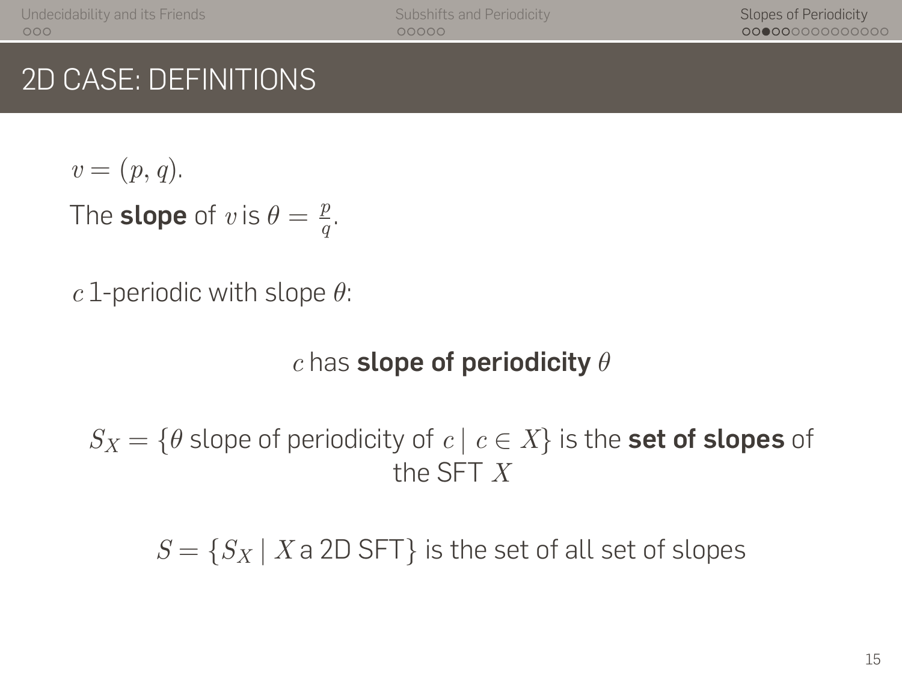# 2D CASE: DEFINITIONS

$v = (p, q)$.

The **slope** of $v$ is $\theta = \frac{p}{q}$.

$c$ 1-periodic with slope $\theta$:

$c$ has **slope of periodicity** $\theta$

$S_X = \{\theta$ slope of periodicity of $c \mid c \in X\}$ is the **set of slopes** of the SFT $X$

$S = \{S_X \mid X$ a 2D SFT$\}$ is the set of all set of slopes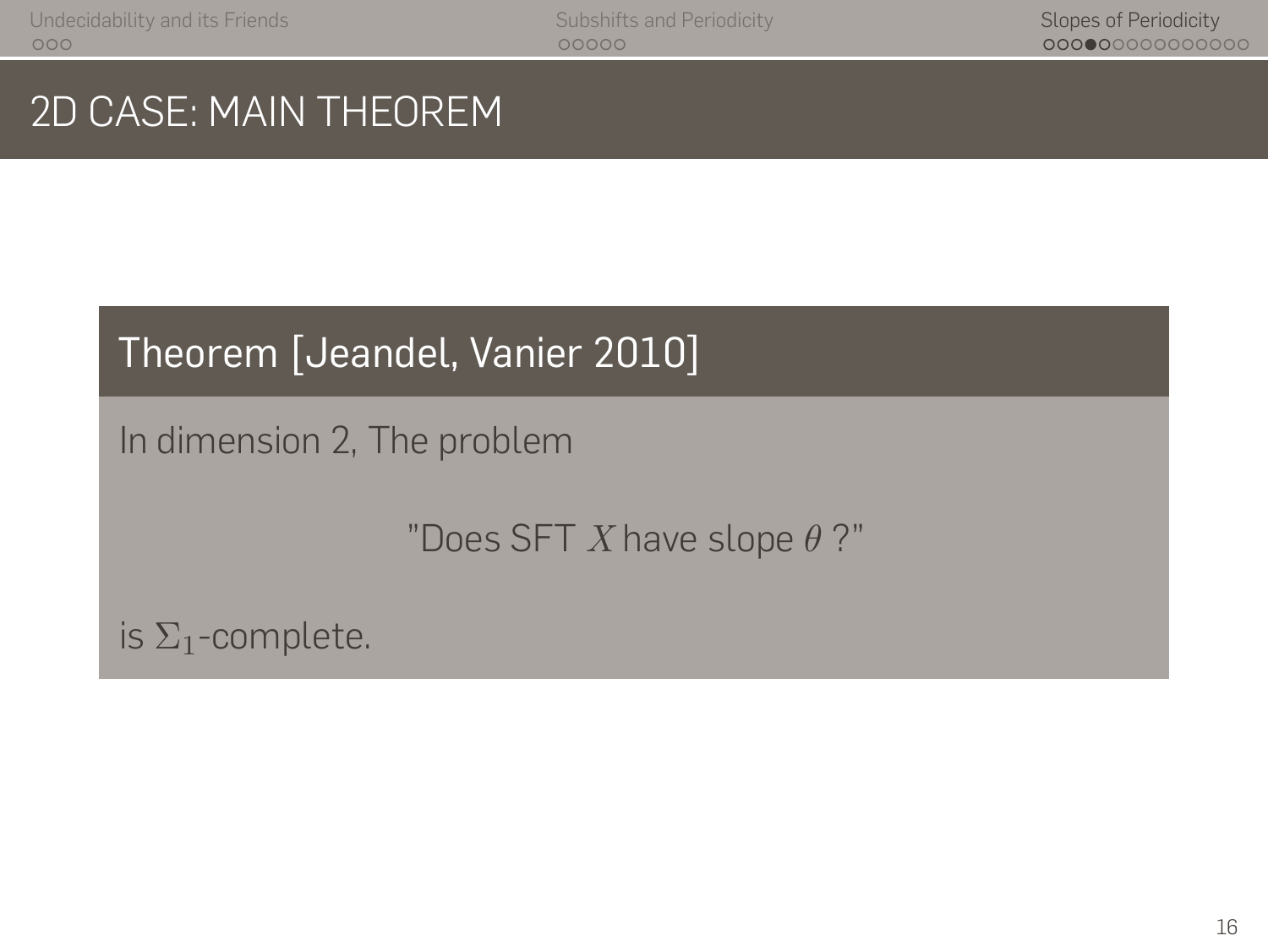# 2D Case: Main Theorem

**Theorem [Jeandel, Vanier 2010]**

In dimension 2, The problem

"Does SFT $X$ have slope $\theta$ ?"

is $\Sigma_1$-complete.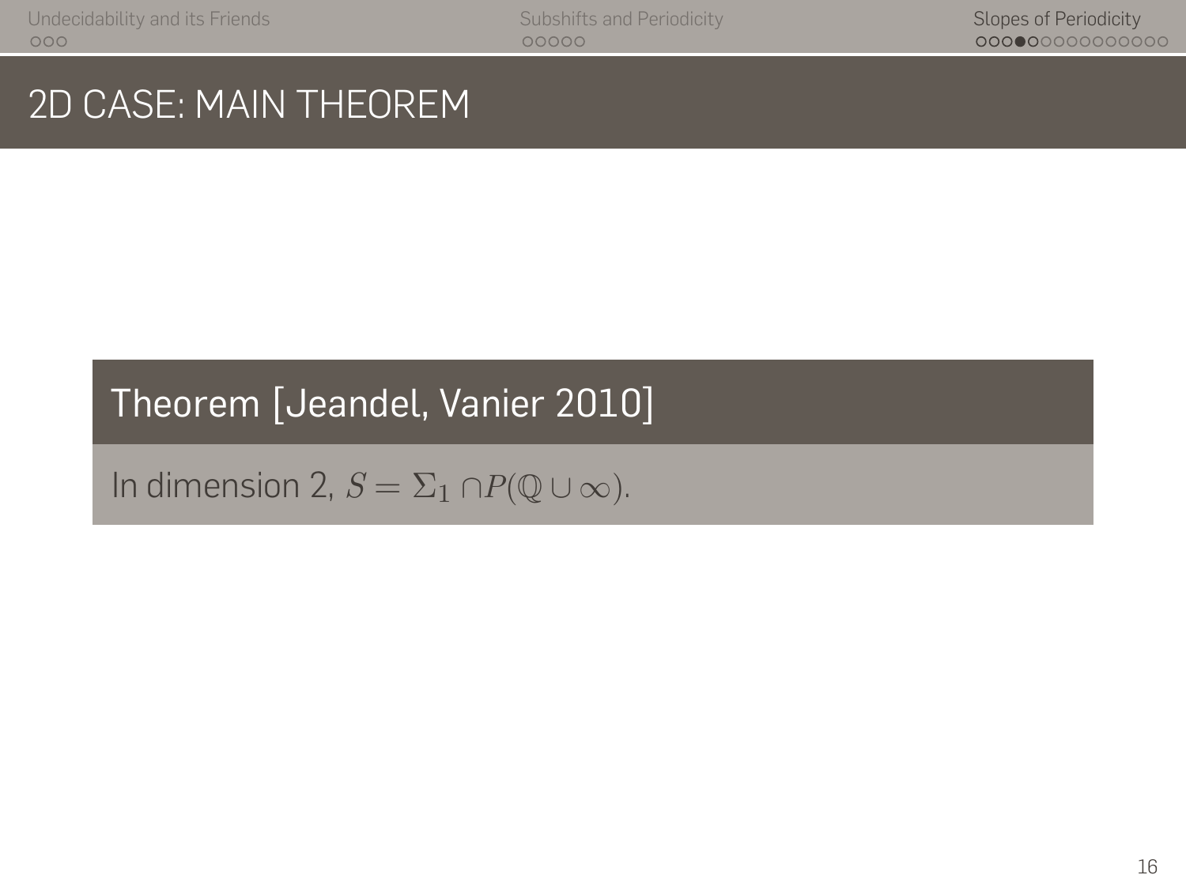# 2D CASE: MAIN THEOREM

**Theorem [Jeandel, Vanier 2010]**

In dimension 2, $S = \Sigma_1 \cap P(\mathbb{Q} \cup \infty)$.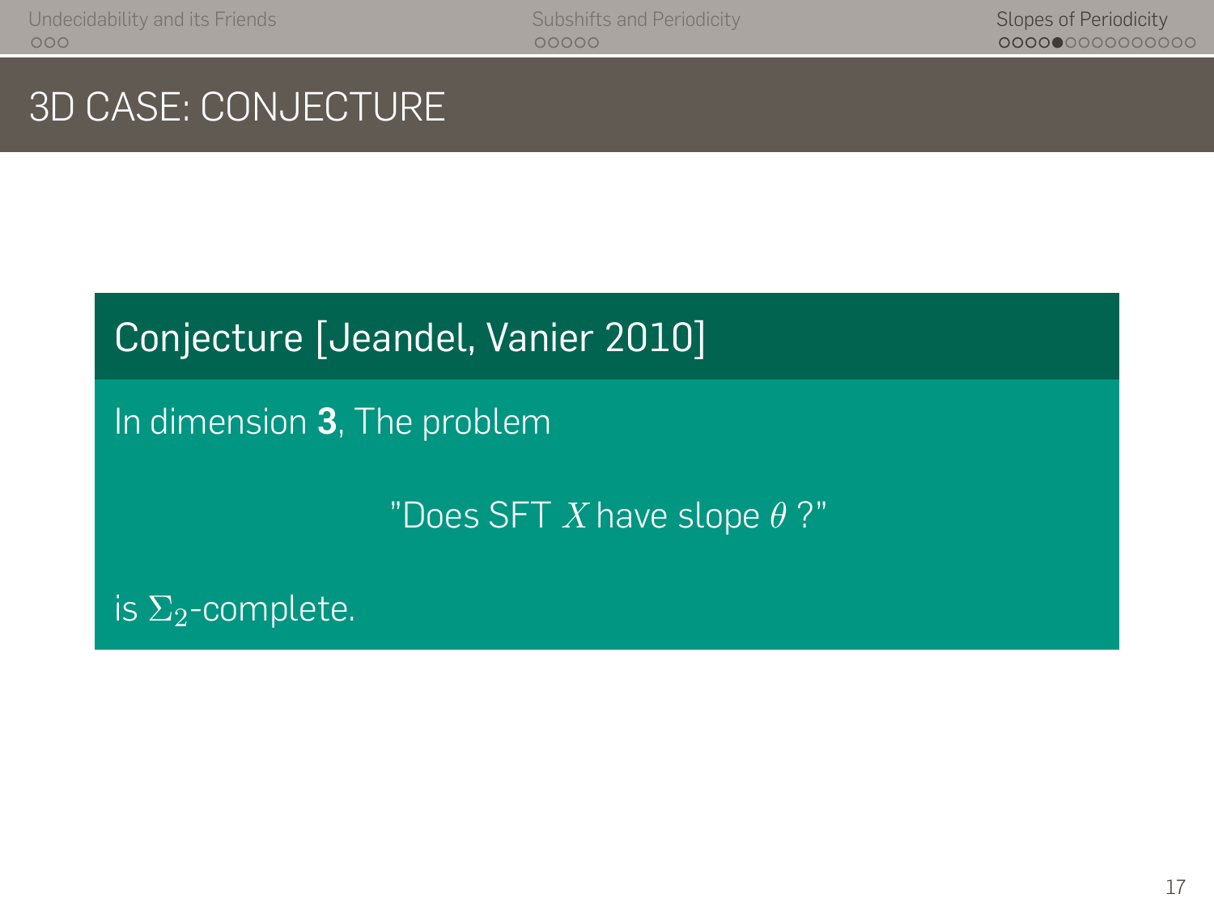# 3D CASE: CONJECTURE

**Conjecture [Jeandel, Vanier 2010]**

In dimension **3**, The problem

"Does SFT $X$ have slope $\theta$ ?"

is $\Sigma_2$-complete.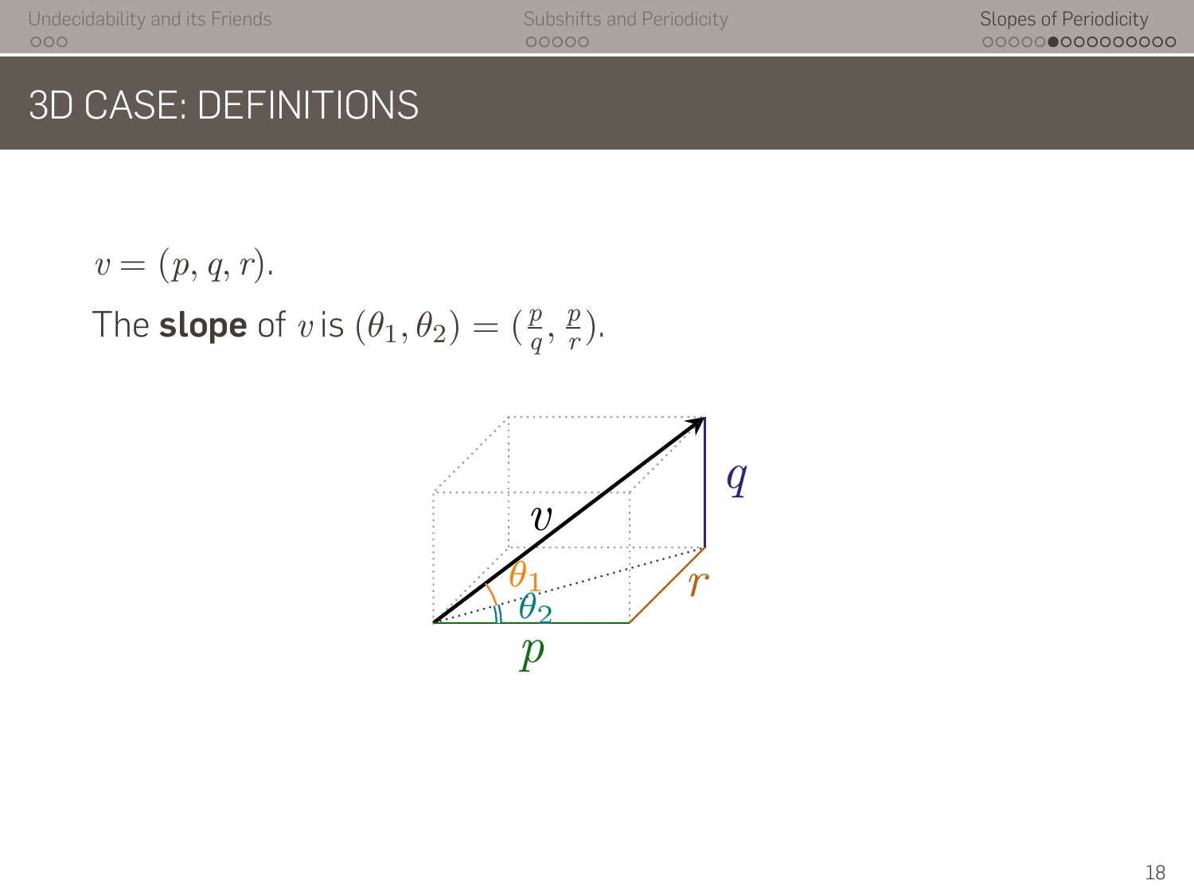# 3D CASE: DEFINITIONS

$v = (p, q, r)$.

The **slope** of $v$ is $(\theta_1, \theta_2) = (\frac{p}{q}, \frac{p}{r})$.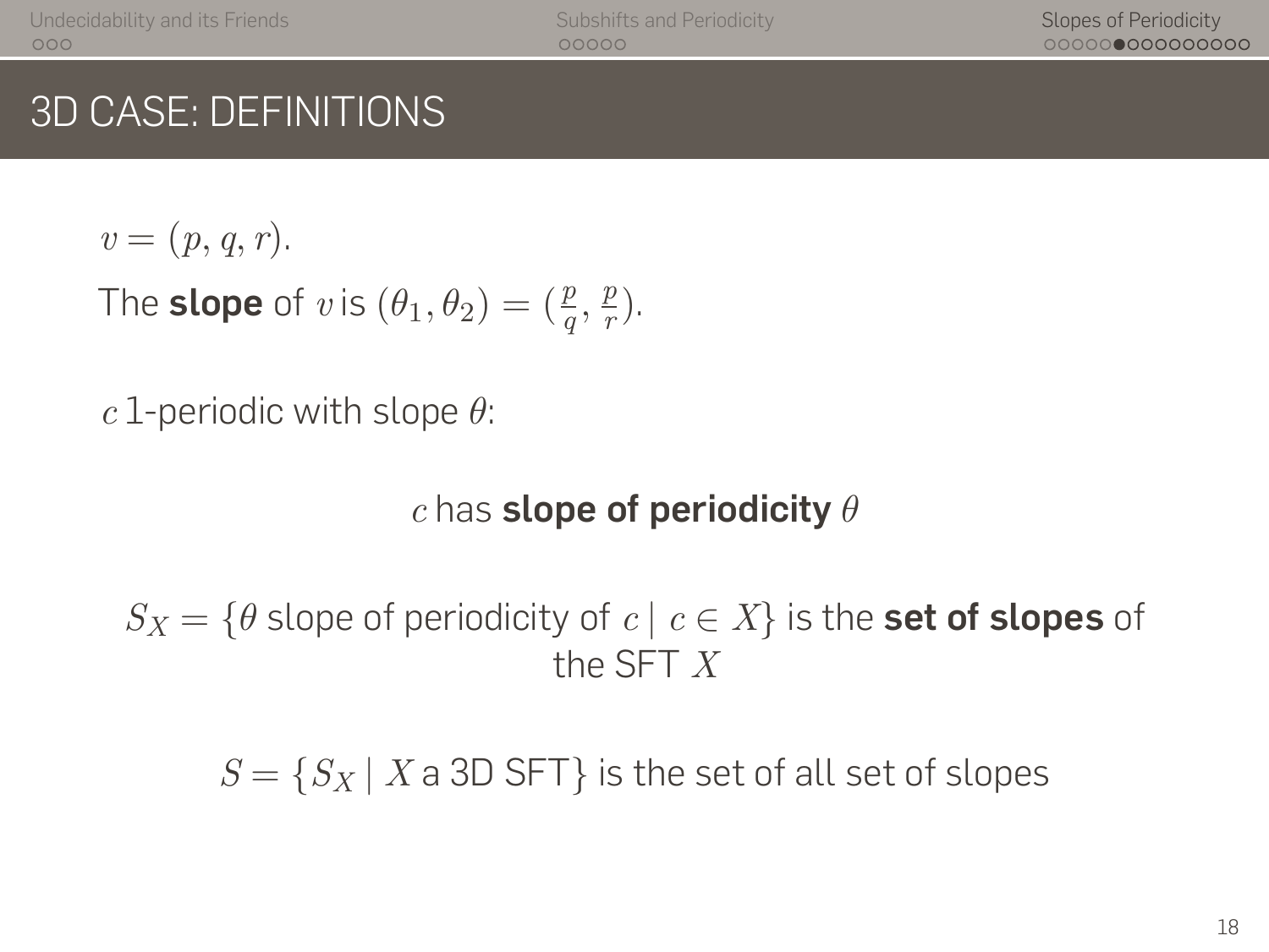# 3D CASE: DEFINITIONS

$v = (p, q, r)$.

The **slope** of $v$ is $(\theta_1, \theta_2) = (\frac{p}{q}, \frac{p}{r})$.

$c$ 1-periodic with slope $\theta$:

$c$ has **slope of periodicity** $\theta$

$S_X = \{\theta$ slope of periodicity of $c \mid c \in X\}$ is the **set of slopes** of the SFT $X$

$S = \{S_X \mid X$ a 3D SFT$\}$ is the set of all set of slopes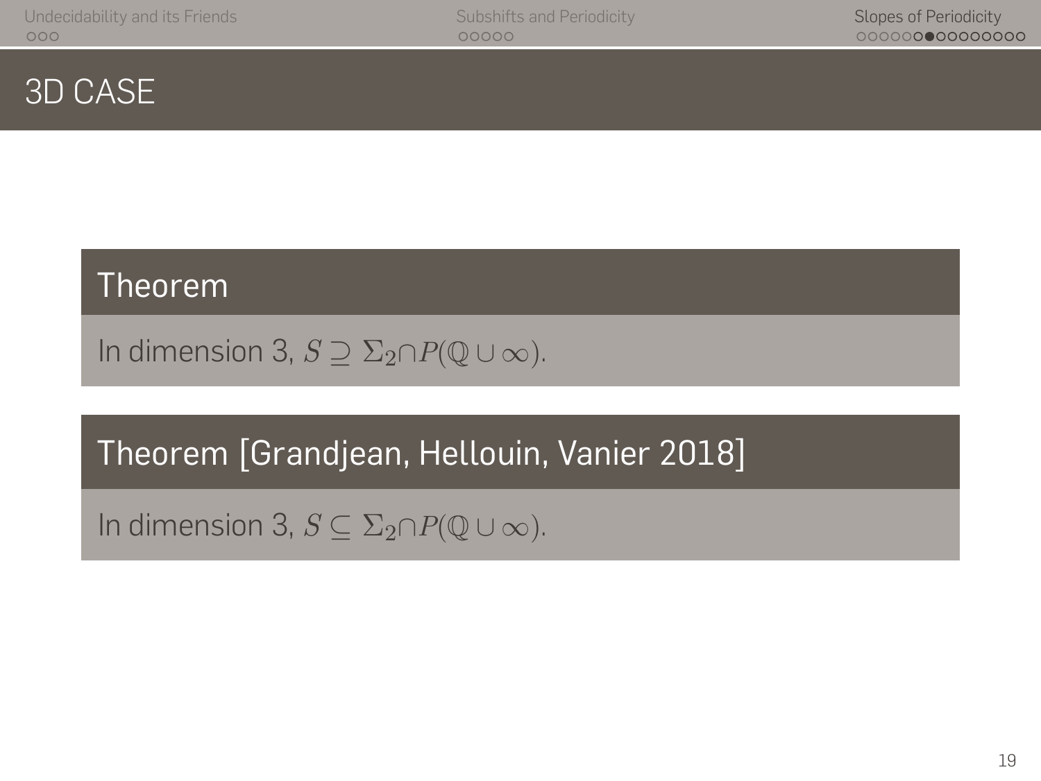# 3D CASE

**Theorem**

In dimension 3, $S \supseteq \Sigma_2 \cap P(\mathbb{Q} \cup \infty)$.

**Theorem [Grandjean, Hellouin, Vanier 2018]**

In dimension 3, $S \subseteq \Sigma_2 \cap P(\mathbb{Q} \cup \infty)$.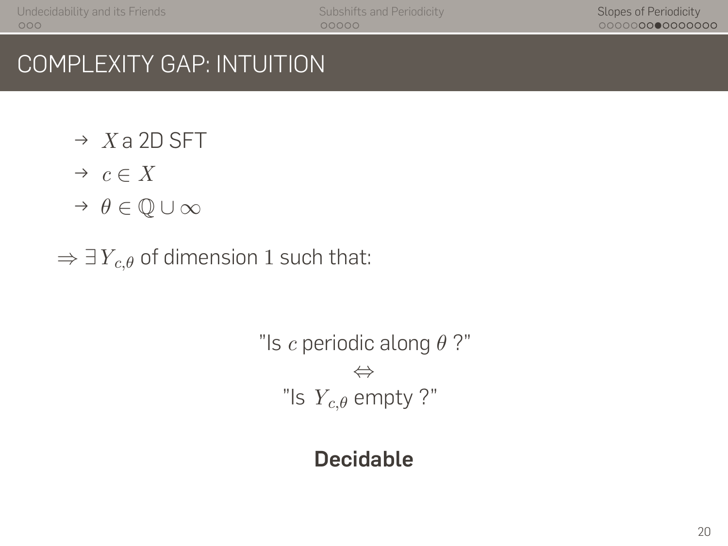# COMPLEXITY GAP: INTUITION

- → $X$ a 2D SFT
- → $c \in X$
- → $\theta \in \mathbb{Q} \cup \infty$

$\Rightarrow \exists Y_{c,\theta}$ of dimension 1 such that:

"Is $c$ periodic along $\theta$ ?"

$\Leftrightarrow$

"Is $Y_{c,\theta}$ empty ?"

**Decidable**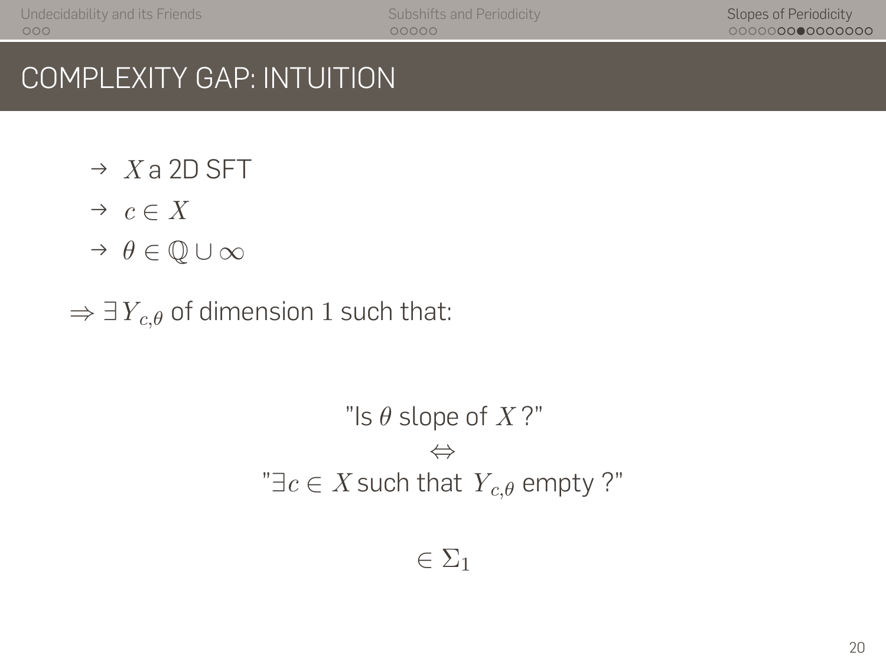# COMPLEXITY GAP: INTUITION

- $X$ a 2D SFT
- $c \in X$
- $\theta \in \mathbb{Q} \cup \infty$

$\Rightarrow \exists Y_{c,\theta}$ of dimension 1 such that:

"Is $\theta$ slope of $X$?"

$\Leftrightarrow$

"$\exists c \in X$ such that $Y_{c,\theta}$ empty ?"

$\in \Sigma_1$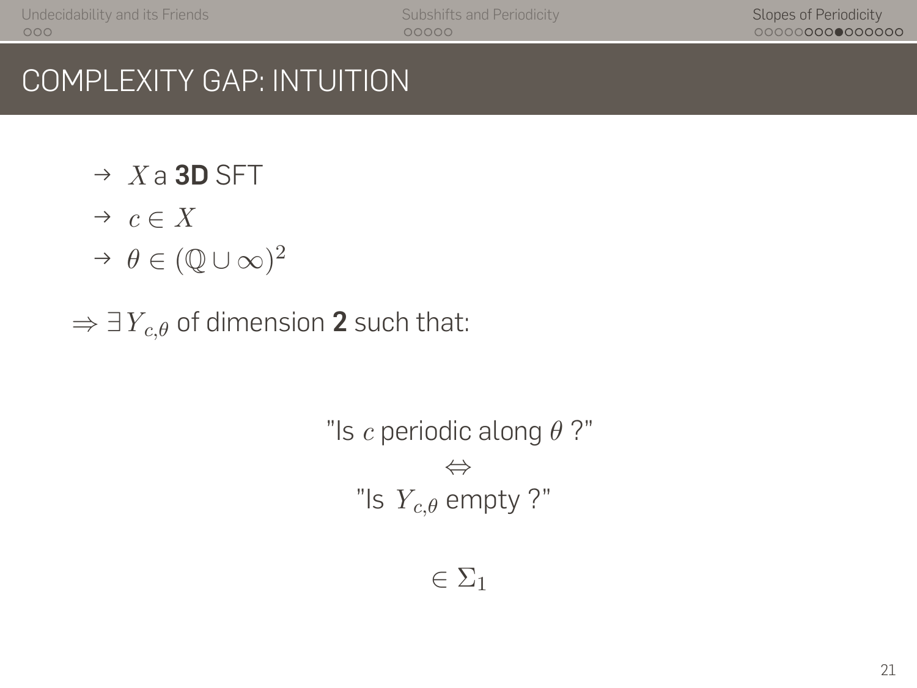# COMPLEXITY GAP: INTUITION

- $X$ a **3D** SFT
- $c \in X$
- $\theta \in (\mathbb{Q} \cup \infty)^2$

$\Rightarrow \exists Y_{c,\theta}$ of dimension **2** such that:

"Is $c$ periodic along $\theta$ ?"

$\Leftrightarrow$

"Is $Y_{c,\theta}$ empty ?"

$\in \Sigma_1$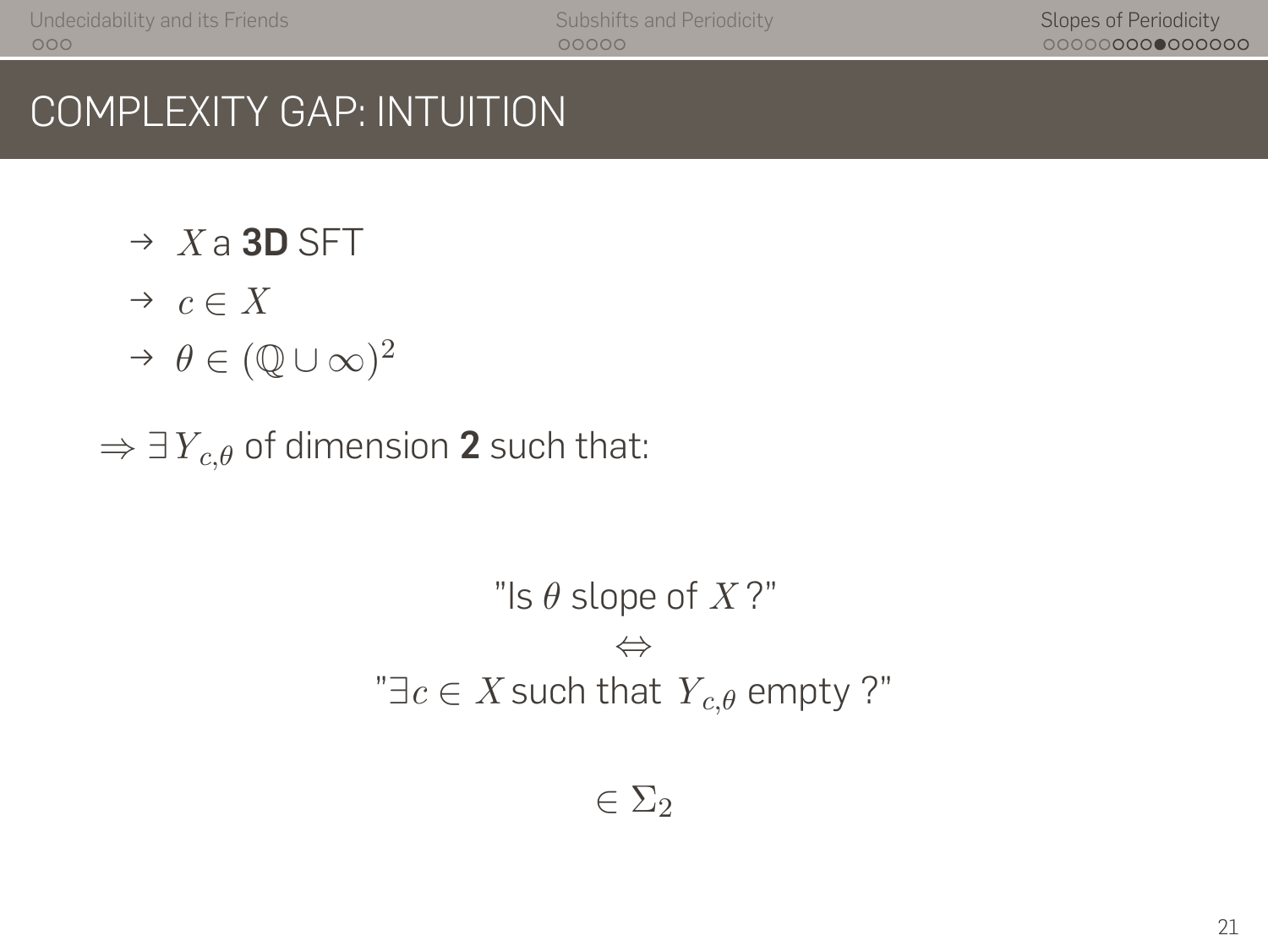# COMPLEXITY GAP: INTUITION

- → $X$ a **3D** SFT
- → $c \in X$
- → $\theta \in (\mathbb{Q} \cup \infty)^2$

$\Rightarrow \exists Y_{c,\theta}$ of dimension **2** such that:

"Is $\theta$ slope of $X$?"

$\Leftrightarrow$

"$\exists c \in X$ such that $Y_{c,\theta}$ empty ?"

$\in \Sigma_2$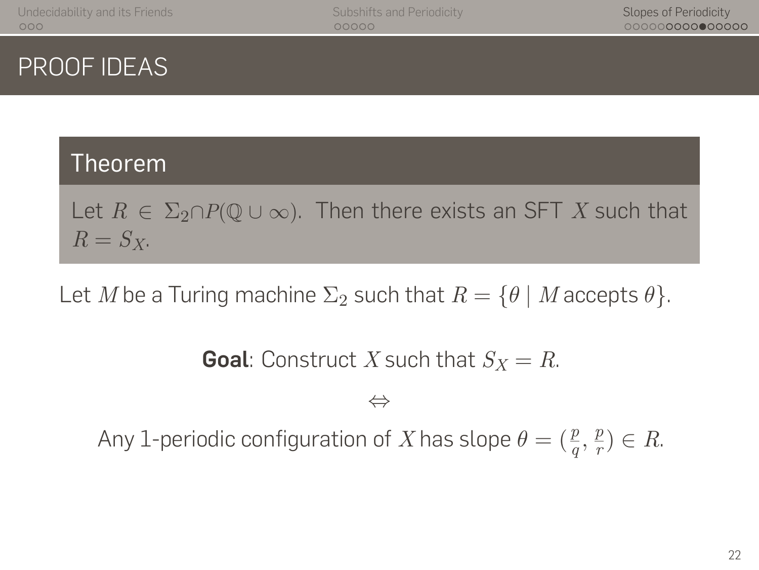# PROOF IDEAS

**Theorem**

Let $R \in \Sigma_2 \cap P(\mathbb{Q} \cup \infty)$. Then there exists an SFT $X$ such that $R = S_X$.

Let $M$ be a Turing machine $\Sigma_2$ such that $R = \{\theta \mid M \text{ accepts } \theta\}$.

**Goal**: Construct $X$ such that $S_X = R$.

$\Leftrightarrow$

Any 1-periodic configuration of $X$ has slope $\theta = (\frac{p}{q}, \frac{p}{r}) \in R$.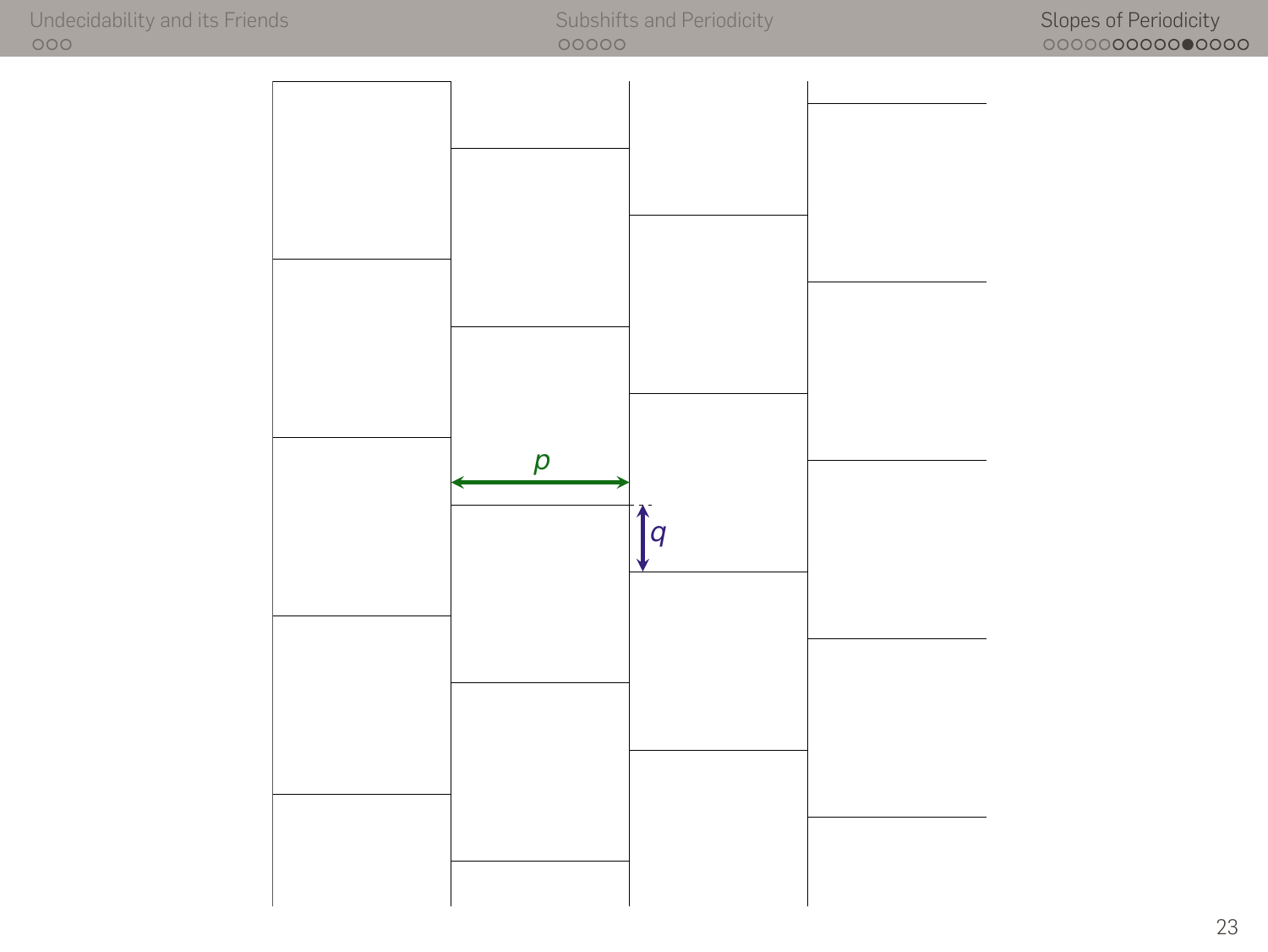$p$

$q$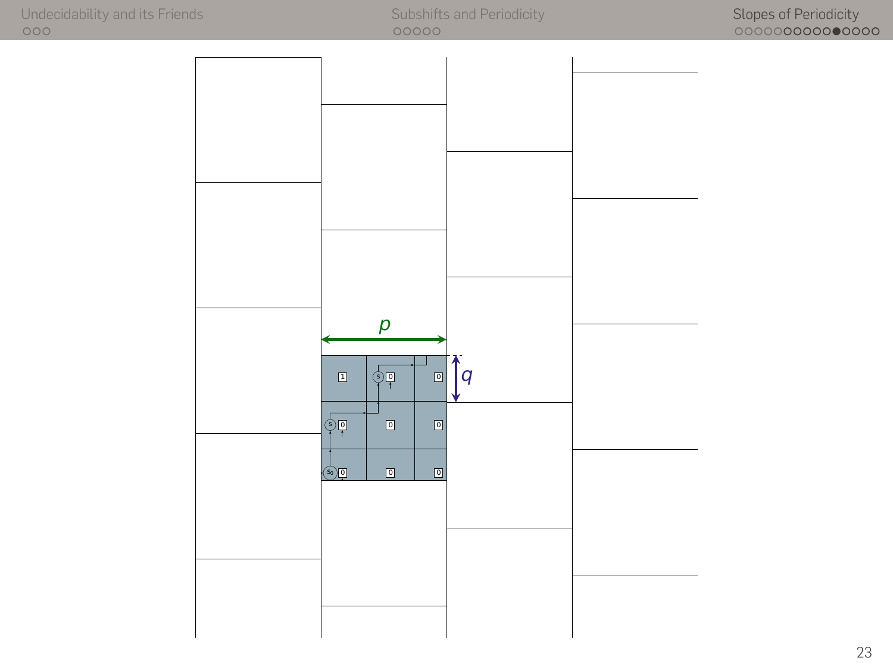$p$

$q$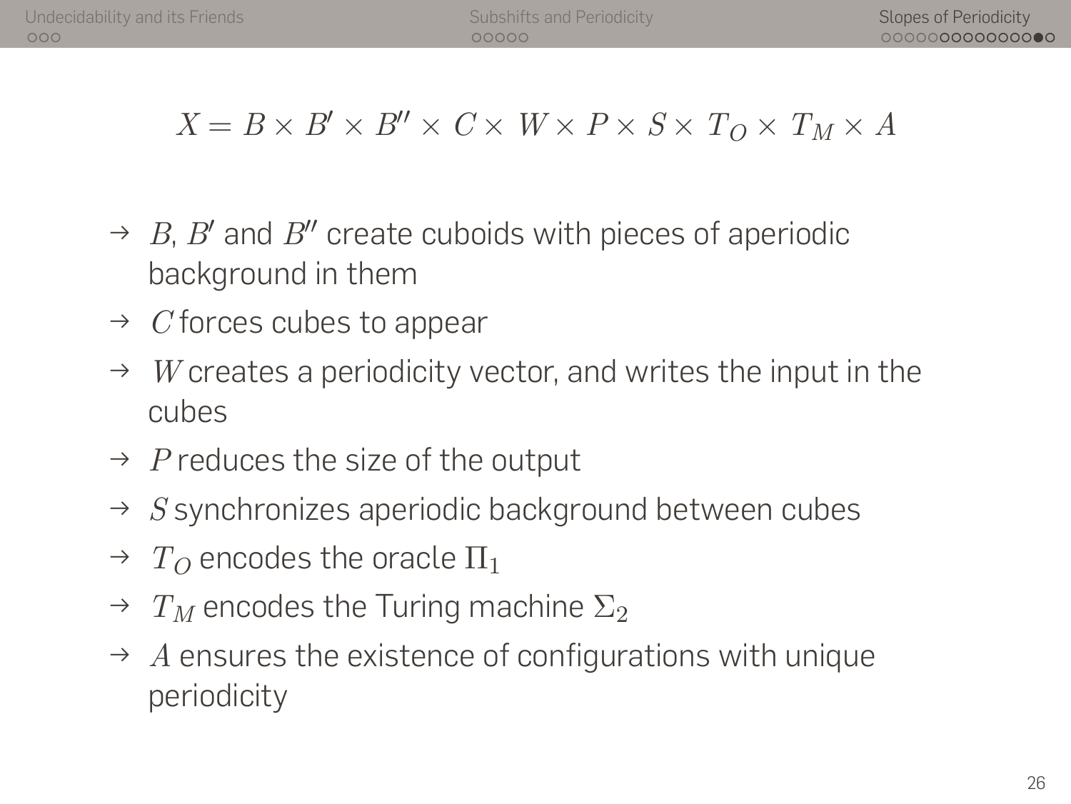$$X = B \times B' \times B'' \times C \times W \times P \times S \times T_O \times T_M \times A$$

- → $B$, $B'$ and $B''$ create cuboids with pieces of aperiodic background in them
- → $C$ forces cubes to appear
- → $W$ creates a periodicity vector, and writes the input in the cubes
- → $P$ reduces the size of the output
- → $S$ synchronizes aperiodic background between cubes
- → $T_O$ encodes the oracle $\Pi_1$
- → $T_M$ encodes the Turing machine $\Sigma_2$
- → $A$ ensures the existence of configurations with unique periodicity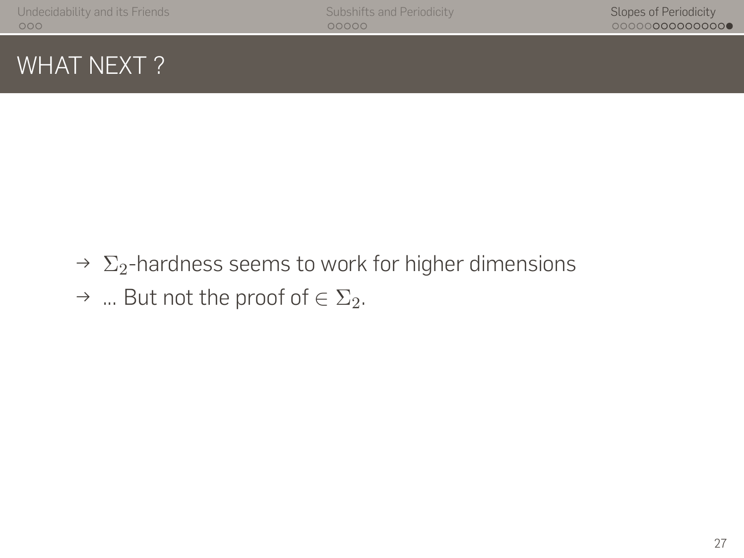# WHAT NEXT ?

- $\Sigma_2$-hardness seems to work for higher dimensions
- ... But not the proof of $\in \Sigma_2$.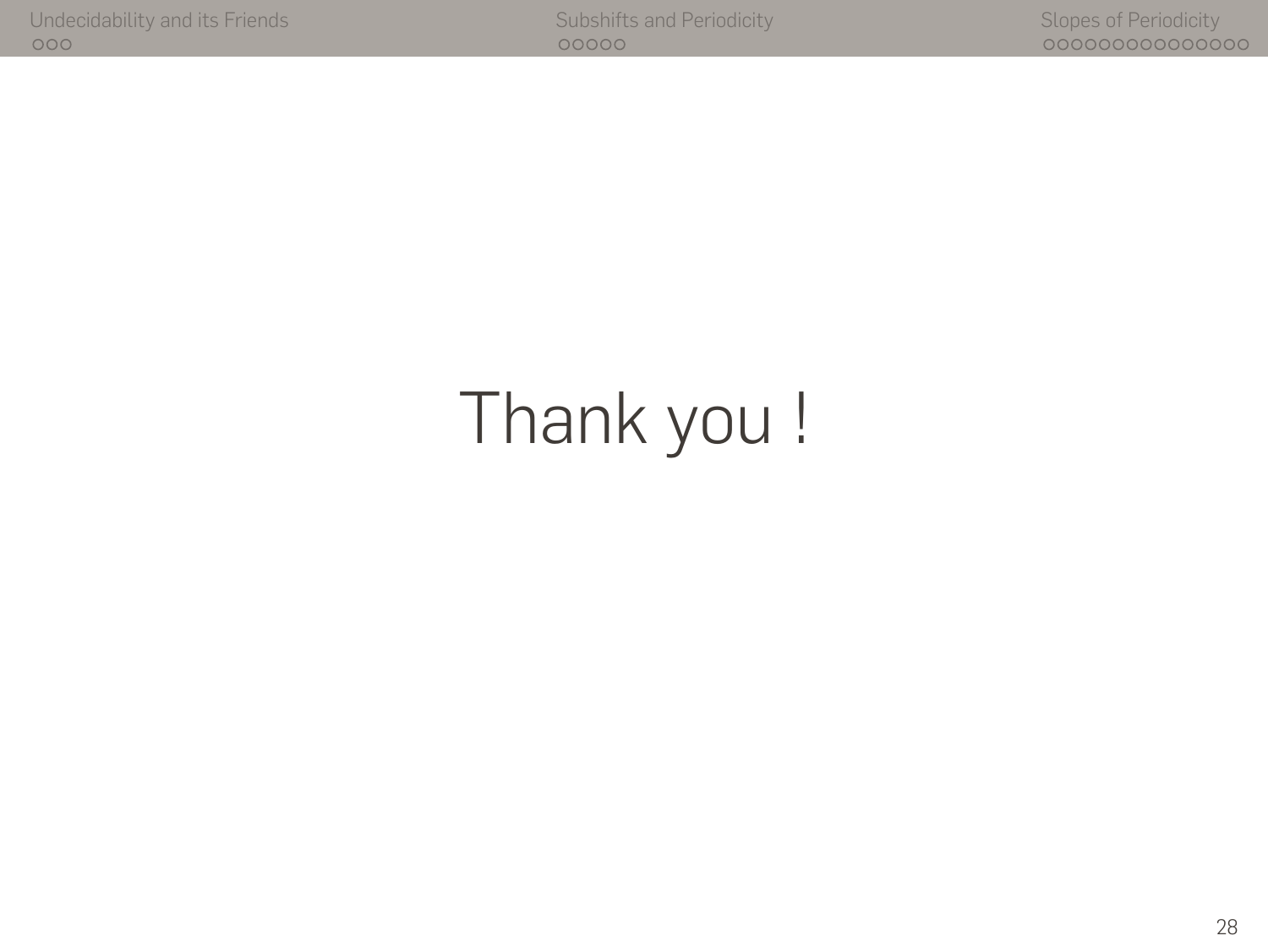Thank you !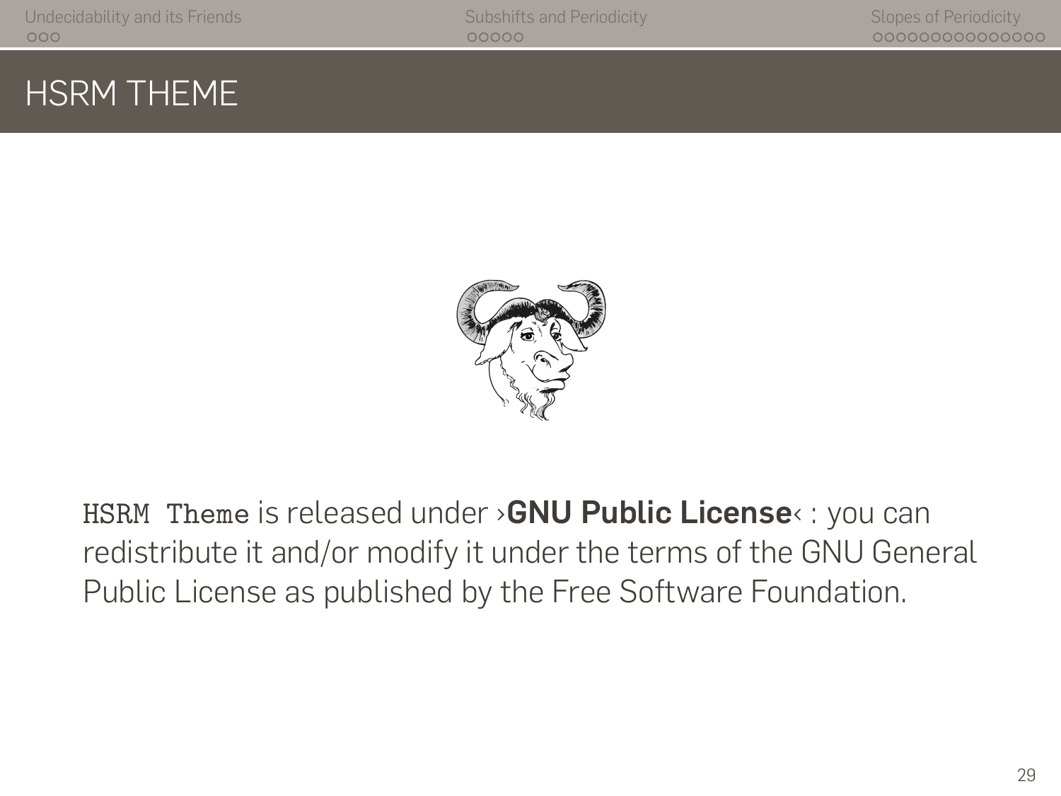# HSRM THEME

`HSRM Theme` is released under ›**GNU Public License**‹ : you can redistribute it and/or modify it under the terms of the GNU General Public License as published by the Free Software Foundation.